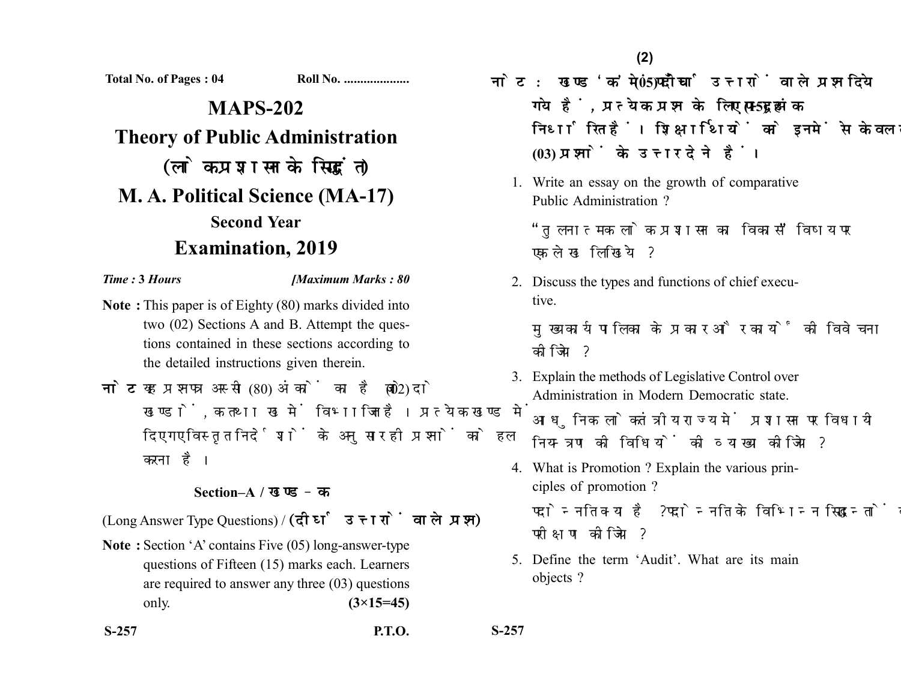Total No. of Pages : 04 Roll No. ....................

# MAPS-202

# Theory of Public Administration

# (लोकप्रशासन के सिद्धांत)

# M. A. Political Science (MA-17)

### Second Year

# Examination, 2019

*Time :* **3** *Hours* **[***Maximum Marks : 80*

**Note :** This paper is of Eighty (80) marks divided into two (02) Sections A and B. Attempt the questions contained in these sections according to the detailed instructions given therein.

**नोट :** यह प्रश्नपत्र अस्सी (80) अंकों का है जो दो (02) खण्डों, क तथा ख में विभाजित है। प्रत्येक खण्ड में दिए गए विस्तृत निर्देशों के अनुसार ही प्रश्नों को हल करना है।

### Section–A / खण्ड – क

(Long Answer Type Questions) / **(दीर्घ उत्तरों वाले प्रश्न)**

**Note :** Section 'A' contains Five (05) long-answer-type questions of Fifteen (15) marks each. Learners are required to answer any three (03) questions only. **(3×15=45)**

**नोट :** खण्ड 'क' में पाँच (05) दीर्घ उत्तरों वाले प्रश्न दिये गये हैं, प्रत्येक प्रश्न के लिए पन्द्रह (15) अंक निर्धारित हैं। शिक्षार्थियों को इनमें से केवल तीन (03) प्रश्नों के उत्तर देने हैं।

1. Write an essay on the growth of comparative Public Administration ?

   "तुलनात्मक लोकप्रशासन का विकास" विषय पर एक लेख लिखिये ?

2. Discuss the types and functions of chief executive.

   मुख्य कार्यपालिका के प्रकार और कार्यों की विवेचना कीजिये ?

3. Explain the methods of Legislative Control over Administration in Modern Democratic state.

   आधुनिक लोकतंत्रीय राज्य में प्रशासन पर विधायी नियन्त्रण की विधियों की व्याख्या कीजिये ?

4. What is Promotion ? Explain the various principles of promotion ?

   पदोन्नति क्या है ? पदोन्नति के विभिन्न सिद्धान्तों का परीक्षण कीजिये ?

5. Define the term 'Audit'. What are its main objects ?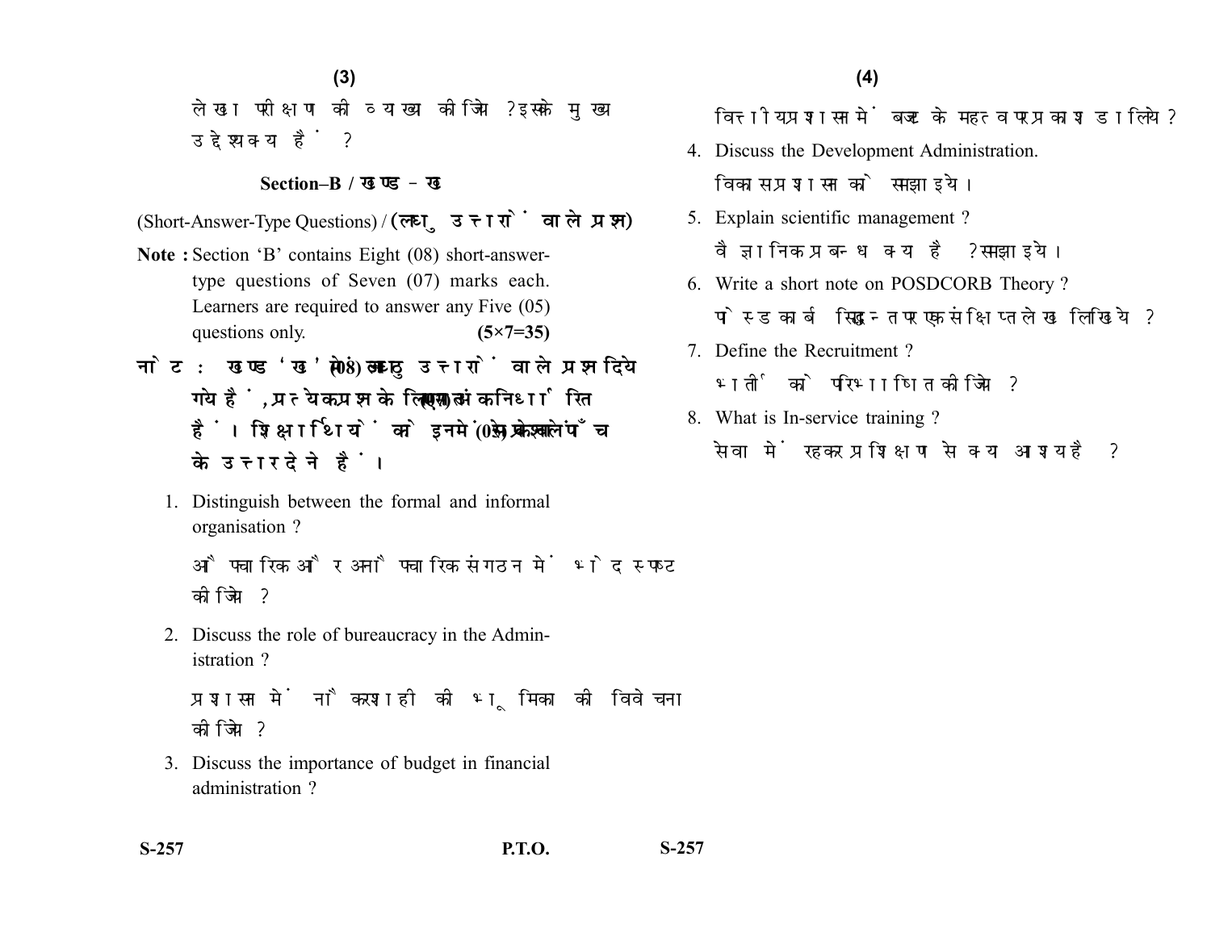लेखा परीक्षण की व्याख्या कीजिये ? इसके मुख्य उद्देश्य क्या हैं ?

## Section–B / खण्ड–ख

(Short-Answer-Type Questions) / **(लघु उत्तरों वाले प्रश्न)**

**Note :** Section 'B' contains Eight (08) short-answer-type questions of Seven (07) marks each. Learners are required to answer any Five (05) questions only. **(5×7=35)**

**नोट :** खण्ड 'ख' में आठ (08) लघु उत्तरों वाले प्रश्न दिये गये हैं, प्रत्येक प्रश्न के लिए सात (07) अंक निर्धारित हैं। शिक्षार्थियों को इनमें से केवल पाँच (05) प्रश्नों के उत्तर देने हैं।

1. Distinguish between the formal and informal organisation ?

   औपचारिक और अनौपचारिक संगठन में भेद स्पष्ट कीजिये ?

2. Discuss the role of bureaucracy in the Administration ?

   प्रशासन में नौकरशाही की भूमिका की विवेचना कीजिये ?

3. Discuss the importance of budget in financial administration ?

   वित्तीय प्रशासन में बजट के महत्व पर प्रकाश डालिये ?

4. Discuss the Development Administration.

   विकास प्रशासन को समझाइये।

5. Explain scientific management ?

   वैज्ञानिक प्रबन्ध क्या है ? समझाइये।

6. Write a short note on POSDCORB Theory ?

   पोस्डकार्ब सिद्धान्त पर एक संक्षिप्त लेख लिखिये ?

7. Define the Recruitment ?

   भर्ती को परिभाषित कीजिये ?

8. What is In-service training ?

   सेवा में रहकर प्रशिक्षण से क्या आशय है ?